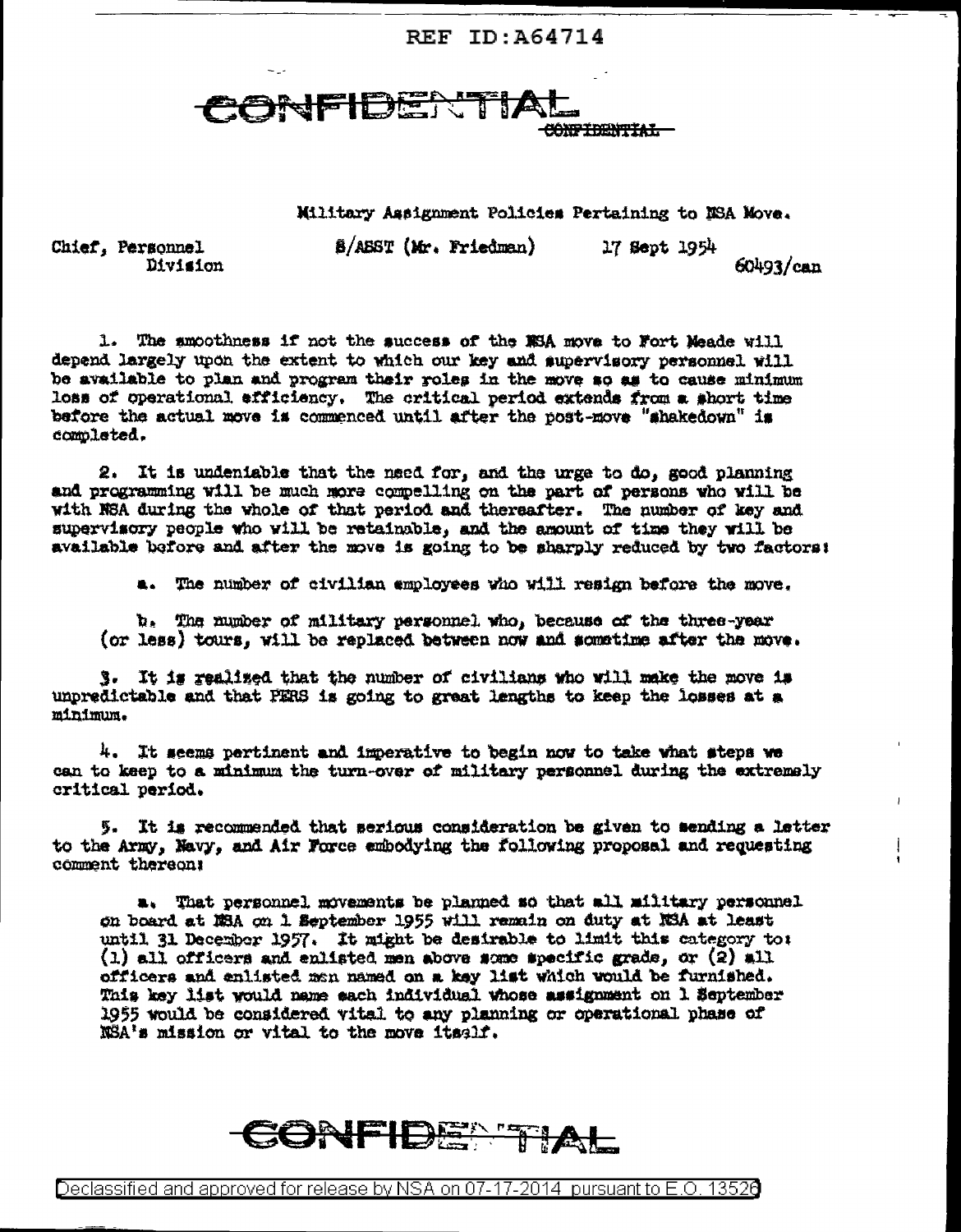CONFIDENTIAL

Military Assignment Policies Pertaining to NSA Move.

Chief, Personnel Division — S/ASST (Mr. Friedman) — 17 Sept 1954 — 60493/can

1. The smoothness if not the success of the NSA move to Fort Meade will depend largely upon the extent to which our key and supervisory personnel will be available to plan and program their roles in the move so as to cause minimum loss of operational efficiency. The critical period extends from a short time before the actual move is commenced until after the post-move "shakedown" is completed.

2. It is undeniable that the need for, and the urge to do, good planning and programming will be much more compelling on the part of persons who will be with NSA during the whole of that period and thereafter. The number of key and supervisory people who will be retainable, and the amount of time they will be available before and after the move is going to be sharply reduced by two factors:

a. The number of civilian employees who will resign before the move.

b. The number of military personnel who, because of the three-year (or less) tours, will be replaced between now and sometime after the move.

3. It is realized that the number of civilians who will make the move is unpredictable and that PERS is going to great lengths to keep the losses at a minimum.

4. It seems pertinent and imperative to begin now to take what steps we can to keep to a minimum the turn-over of military personnel during the extremely critical period.

5. It is recommended that serious consideration be given to sending a letter to the Army, Navy, and Air Force embodying the following proposal and requesting comment thereon:

a. That personnel movements be planned so that all military personnel on board at NSA on 1 September 1955 will remain on duty at NSA at least until 31 December 1957. It might be desirable to limit this category to: (1) all officers and enlisted men above some specific grade, or (2) all officers and enlisted men named on a key list which would be furnished. This key list would name each individual whose assignment on 1 September 1955 would be considered vital to any planning or operational phase of NSA's mission or vital to the move itself.

CONFIDENTIAL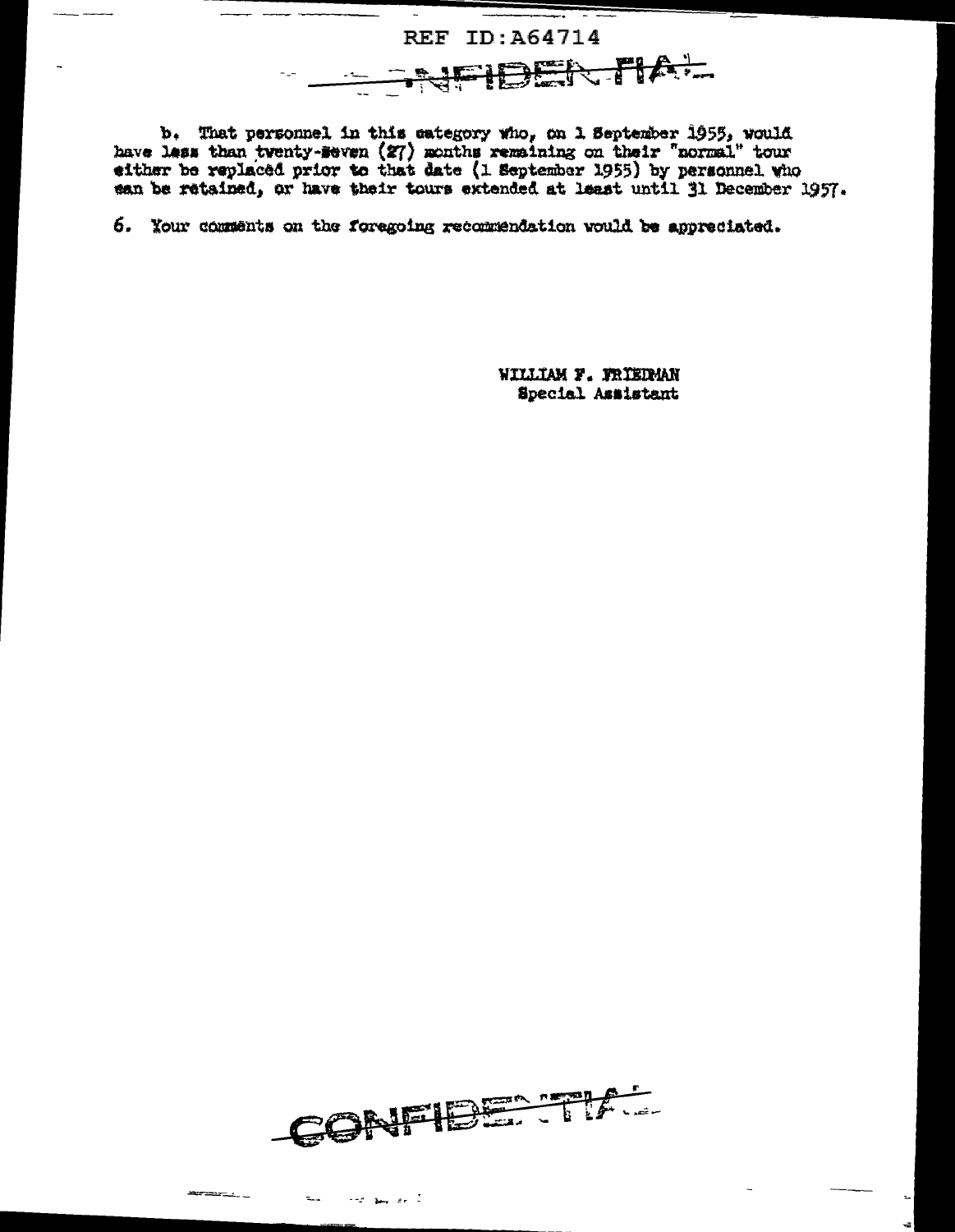REF ID:A64714

CONFIDENTIAL

b. That personnel in this category who, on 1 September 1955, would have less than twenty-seven (27) months remaining on their "normal" tour either be replaced prior to that date (1 September 1955) by personnel who can be retained, or have their tours extended at least until 31 December 1957.

6. Your comments on the foregoing recommendation would be appreciated.

WILLIAM F. FRIEDMAN
Special Assistant

CONFIDENTIAL